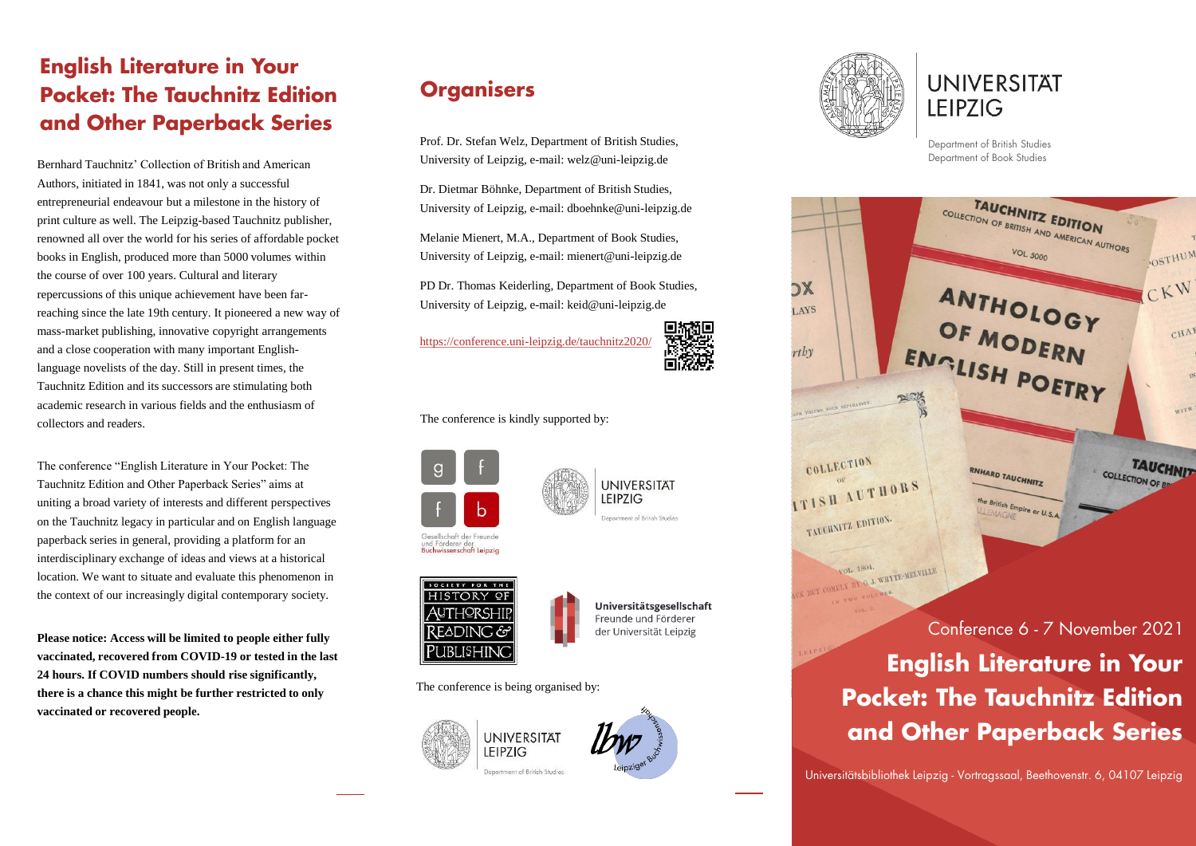## English Literature in Your Pocket: The Tauchnitz Edition and Other Paperback Series

Bernhard Tauchnitz' Collection of British and American Authors, initiated in 1841, was not only a successful entrepreneurial endeavour but a milestone in the history of print culture as well. The Leipzig-based Tauchnitz publisher, renowned all over the world for his series of affordable pocket books in English, produced more than 5000 volumes within the course of over 100 years. Cultural and literary repercussions of this unique achievement have been far-reaching since the late 19th century. It pioneered a new way of mass-market publishing, innovative copyright arrangements and a close cooperation with many important English-language novelists of the day. Still in present times, the Tauchnitz Edition and its successors are stimulating both academic research in various fields and the enthusiasm of collectors and readers.

The conference "English Literature in Your Pocket: The Tauchnitz Edition and Other Paperback Series" aims at uniting a broad variety of interests and different perspectives on the Tauchnitz legacy in particular and on English language paperback series in general, providing a platform for an interdisciplinary exchange of ideas and views at a historical location. We want to situate and evaluate this phenomenon in the context of our increasingly digital contemporary society.

**Please notice: Access will be limited to people either fully vaccinated, recovered from COVID-19 or tested in the last 24 hours. If COVID numbers should rise significantly, there is a chance this might be further restricted to only vaccinated or recovered people.**

## Organisers

Prof. Dr. Stefan Welz, Department of British Studies, University of Leipzig, e-mail: welz@uni-leipzig.de

Dr. Dietmar Böhnke, Department of British Studies, University of Leipzig, e-mail: dboehnke@uni-leipzig.de

Melanie Mienert, M.A., Department of Book Studies, University of Leipzig, e-mail: mienert@uni-leipzig.de

PD Dr. Thomas Keiderling, Department of Book Studies, University of Leipzig, e-mail: keid@uni-leipzig.de

https://conference.uni-leipzig.de/tauchnitz2020/

The conference is kindly supported by:

Gesellschaft der Freunde und Förderer der Buchwissenschaft Leipzig

Universität Leipzig – Department of British Studies

Society for the History of Authorship, Reading & Publishing

Universitätsgesellschaft Freunde und Förderer der Universität Leipzig

The conference is being organised by:

Universität Leipzig – Department of British Studies

lbw – Leipziger Buchwissenschaft

Universität Leipzig

Department of British Studies
Department of Book Studies

Conference 6 - 7 November 2021

## English Literature in Your Pocket: The Tauchnitz Edition and Other Paperback Series

Universitätsbibliothek Leipzig - Vortragssaal, Beethovenstr. 6, 04107 Leipzig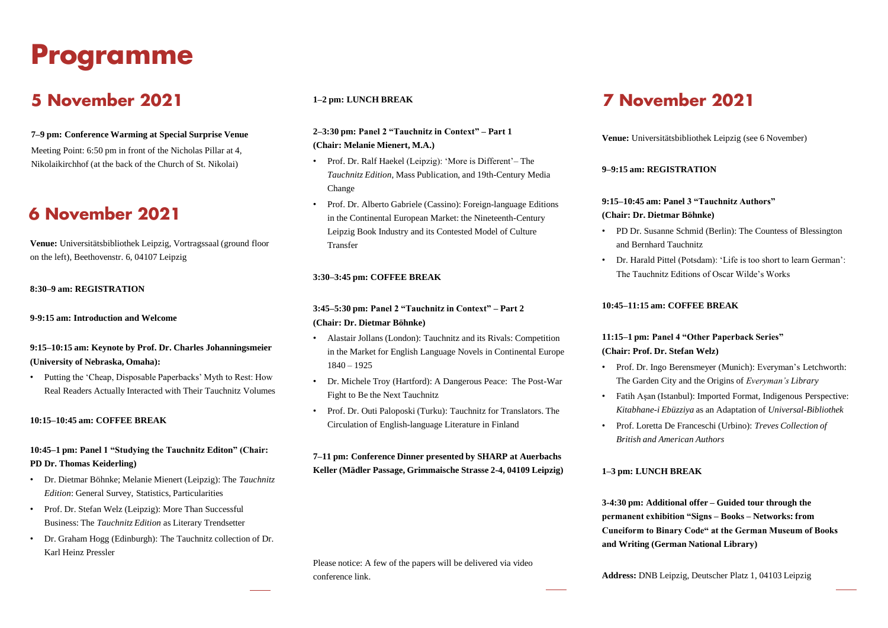# Programme

## 5 November 2021

**7–9 pm: Conference Warming at Special Surprise Venue**

Meeting Point: 6:50 pm in front of the Nicholas Pillar at 4, Nikolaikirchhof (at the back of the Church of St. Nikolai)

## 6 November 2021

**Venue:** Universitätsbibliothek Leipzig, Vortragssaal (ground floor on the left), Beethovenstr. 6, 04107 Leipzig

**8:30–9 am: REGISTRATION**

**9-9:15 am: Introduction and Welcome**

**9:15–10:15 am: Keynote by Prof. Dr. Charles Johanningsmeier (University of Nebraska, Omaha):**

- Putting the 'Cheap, Disposable Paperbacks' Myth to Rest: How Real Readers Actually Interacted with Their Tauchnitz Volumes

**10:15–10:45 am: COFFEE BREAK**

**10:45–1 pm: Panel 1 "Studying the Tauchnitz Editon" (Chair: PD Dr. Thomas Keiderling)**

- Dr. Dietmar Böhnke; Melanie Mienert (Leipzig): The *Tauchnitz Edition*: General Survey, Statistics, Particularities
- Prof. Dr. Stefan Welz (Leipzig): More Than Successful Business: The *Tauchnitz Edition* as Literary Trendsetter
- Dr. Graham Hogg (Edinburgh): The Tauchnitz collection of Dr. Karl Heinz Pressler

**1–2 pm: LUNCH BREAK**

**2–3:30 pm: Panel 2 "Tauchnitz in Context" – Part 1 (Chair: Melanie Mienert, M.A.)**

- Prof. Dr. Ralf Haekel (Leipzig): 'More is Different'– The *Tauchnitz Edition*, Mass Publication, and 19th-Century Media Change
- Prof. Dr. Alberto Gabriele (Cassino): Foreign-language Editions in the Continental European Market: the Nineteenth-Century Leipzig Book Industry and its Contested Model of Culture Transfer

**3:30–3:45 pm: COFFEE BREAK**

**3:45–5:30 pm: Panel 2 "Tauchnitz in Context" – Part 2 (Chair: Dr. Dietmar Böhnke)**

- Alastair Jollans (London): Tauchnitz and its Rivals: Competition in the Market for English Language Novels in Continental Europe 1840 – 1925
- Dr. Michele Troy (Hartford): A Dangerous Peace: The Post-War Fight to Be the Next Tauchnitz
- Prof. Dr. Outi Paloposki (Turku): Tauchnitz for Translators. The Circulation of English-language Literature in Finland

**7–11 pm: Conference Dinner presented by SHARP at Auerbachs Keller (Mädler Passage, Grimmaische Strasse 2-4, 04109 Leipzig)**

Please notice: A few of the papers will be delivered via video conference link.

## 7 November 2021

**Venue:** Universitätsbibliothek Leipzig (see 6 November)

**9–9:15 am: REGISTRATION**

**9:15–10:45 am: Panel 3 "Tauchnitz Authors" (Chair: Dr. Dietmar Böhnke)**

- PD Dr. Susanne Schmid (Berlin): The Countess of Blessington and Bernhard Tauchnitz
- Dr. Harald Pittel (Potsdam): 'Life is too short to learn German': The Tauchnitz Editions of Oscar Wilde's Works

**10:45–11:15 am: COFFEE BREAK**

**11:15–1 pm: Panel 4 "Other Paperback Series" (Chair: Prof. Dr. Stefan Welz)**

- Prof. Dr. Ingo Berensmeyer (Munich): Everyman's Letchworth: The Garden City and the Origins of *Everyman's Library*
- Fatih Aşan (Istanbul): Imported Format, Indigenous Perspective: *Kitabhane-i Ebüzziya* as an Adaptation of *Universal-Bibliothek*
- Prof. Loretta De Franceschi (Urbino): *Treves Collection of British and American Authors*

**1–3 pm: LUNCH BREAK**

**3-4:30 pm: Additional offer – Guided tour through the permanent exhibition "Signs – Books – Networks: from Cuneiform to Binary Code" at the German Museum of Books and Writing (German National Library)**

**Address:** DNB Leipzig, Deutscher Platz 1, 04103 Leipzig